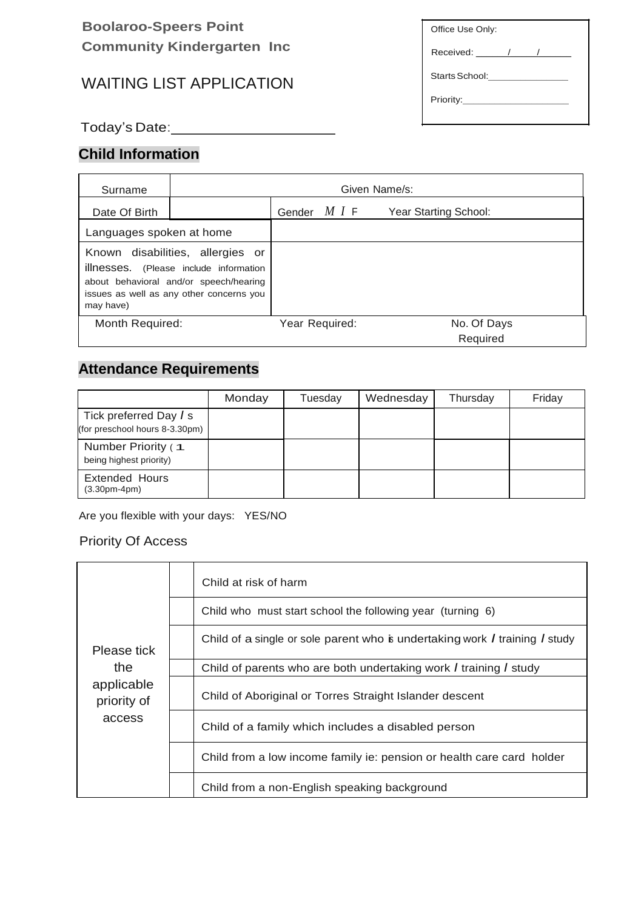**Boolaroo-Speers Point**
**Community Kindergarten Inc**

# WAITING LIST APPLICATION

| Office Use Only: |
|---|
| Received: \_\_\_\_\_ / \_\_\_\_ / \_\_\_\_\_ |
| Starts School:\_\_\_\_\_\_\_\_\_\_\_\_\_\_\_ |
| Priority:\_\_\_\_\_\_\_\_\_\_\_\_\_\_\_\_\_\_\_\_ |

Today's Date:\_\_\_\_\_\_\_\_\_\_\_\_\_\_\_\_\_\_\_\_

## Child Information

| Surname | Given Name/s: | | |
|---|---|---|---|
| Date Of Birth | | Gender *M I* F | Year Starting School: |
| Languages spoken at home | | | |
| Known disabilities, allergies or illnesses. (Please include information about behavioral and/or speech/hearing issues as well as any other concerns you may have) | | | |
| Month Required: | Year Required: | No. Of Days Required | |

## Attendance Requirements

| | Monday | Tuesday | Wednesday | Thursday | Friday |
|---|---|---|---|---|---|
| Tick preferred Day / s (for preschool hours 8-3.30pm) | | | | | |
| Number Priority ( 1 being highest priority) | | | | | |
| Extended Hours (3.30pm-4pm) | | | | | |

Are you flexible with your days: YES/NO

Priority Of Access

| Please tick the applicable priority of access | | |
|---|---|---|
| | | Child at risk of harm |
| | | Child who must start school the following year (turning 6) |
| | | Child of a single or sole parent who is undertaking work / training / study |
| | | Child of parents who are both undertaking work / training / study |
| | | Child of Aboriginal or Torres Straight Islander descent |
| | | Child of a family which includes a disabled person |
| | | Child from a low income family ie: pension or health care card holder |
| | | Child from a non-English speaking background |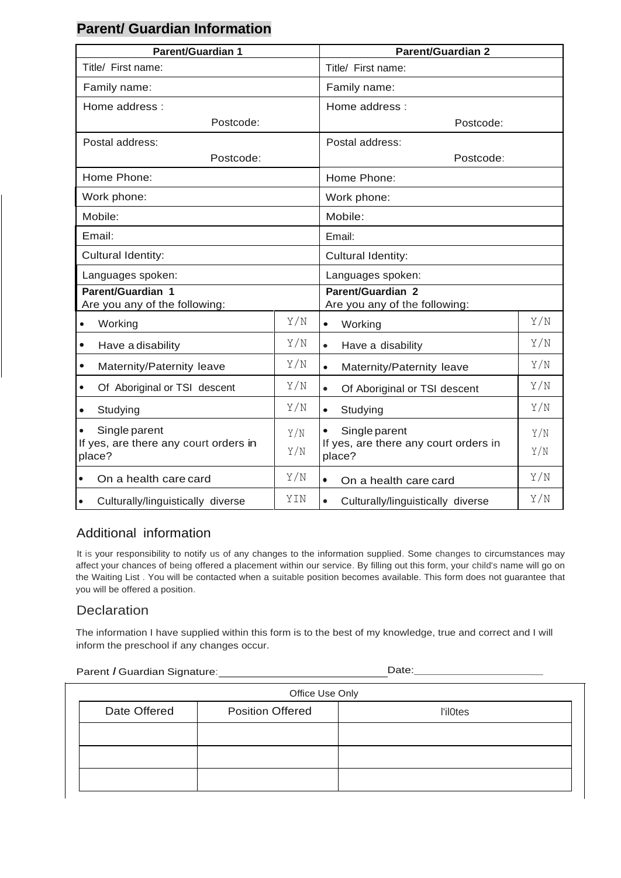## Parent/ Guardian Information

| Parent/Guardian 1 | | Parent/Guardian 2 | |
|---|---|---|---|
| Title/ First name: | | Title/ First name: | |
| Family name: | | Family name: | |
| Home address : Postcode: | | Home address : Postcode: | |
| Postal address: Postcode: | | Postal address: Postcode: | |
| Home Phone: | | Home Phone: | |
| Work phone: | | Work phone: | |
| Mobile: | | Mobile: | |
| Email: | | Email: | |
| Cultural Identity: | | Cultural Identity: | |
| Languages spoken: | | Languages spoken: | |
| **Parent/Guardian 1** Are you any of the following: | | **Parent/Guardian 2** Are you any of the following: | |
| • Working | Y/N | • Working | Y/N |
| • Have a disability | Y/N | • Have a disability | Y/N |
| • Maternity/Paternity leave | Y/N | • Maternity/Paternity leave | Y/N |
| • Of Aboriginal or TSI descent | Y/N | • Of Aboriginal or TSI descent | Y/N |
| • Studying | Y/N | • Studying | Y/N |
| • Single parent<br>If yes, are there any court orders in place? | Y/N<br>Y/N | • Single parent<br>If yes, are there any court orders in place? | Y/N<br>Y/N |
| • On a health care card | Y/N | • On a health care card | Y/N |
| • Culturally/linguistically diverse | YIN | • Culturally/linguistically diverse | Y/N |

### Additional information

It is your responsibility to notify us of any changes to the information supplied. Some changes to circumstances may affect your chances of being offered a placement within our service. By filling out this form, your child's name will go on the Waiting List . You will be contacted when a suitable position becomes available. This form does not guarantee that you will be offered a position.

### Declaration

The information I have supplied within this form is to the best of my knowledge, true and correct and I will inform the preschool if any changes occur.

Parent / Guardian Signature:\_\_\_\_\_\_\_\_\_\_\_\_\_\_\_\_\_\_\_\_\_\_\_\_ Date:\_\_\_\_\_\_\_\_\_\_\_\_\_\_\_\_\_\_\_\_

Office Use Only

| Date Offered | Position Offered | l'il0tes |
|---|---|---|
| | | |
| | | |
| | | |